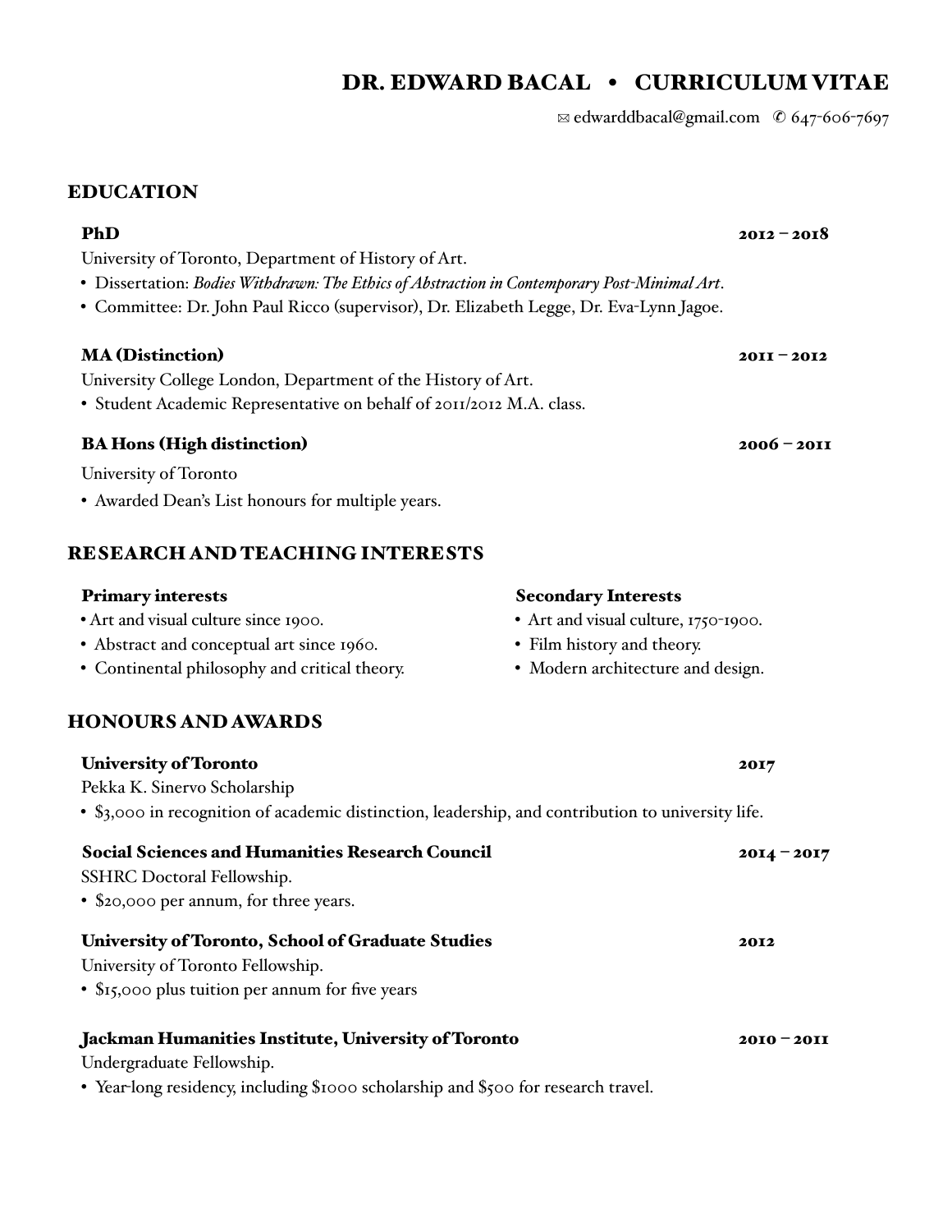# DR. EDWARD BACAL • CURRICULUM VITAE

✉ edwarddbacal@gmail.com ✆ 647-606-7697

## EDUCATION

**PhD** **2012 – 2018**

University of Toronto, Department of History of Art.

- Dissertation: *Bodies Withdrawn: The Ethics of Abstraction in Contemporary Post-Minimal Art*.
- Committee: Dr. John Paul Ricco (supervisor), Dr. Elizabeth Legge, Dr. Eva-Lynn Jagoe.

**MA (Distinction)** **2011 – 2012**

University College London, Department of the History of Art.

- Student Academic Representative on behalf of 2011/2012 M.A. class.

**BA Hons (High distinction)** **2006 – 2011**

University of Toronto

- Awarded Dean's List honours for multiple years.

## RESEARCH AND TEACHING INTERESTS

**Primary interests**

- Art and visual culture since 1900.
- Abstract and conceptual art since 1960.
- Continental philosophy and critical theory.

**Secondary Interests**

- Art and visual culture, 1750-1900.
- Film history and theory.
- Modern architecture and design.

## HONOURS AND AWARDS

**University of Toronto** **2017**

Pekka K. Sinervo Scholarship

- $3,000 in recognition of academic distinction, leadership, and contribution to university life.

**Social Sciences and Humanities Research Council** **2014 – 2017**

SSHRC Doctoral Fellowship.

- $20,000 per annum, for three years.

**University of Toronto, School of Graduate Studies** **2012**

University of Toronto Fellowship.

- $15,000 plus tuition per annum for five years

**Jackman Humanities Institute, University of Toronto** **2010 – 2011**

Undergraduate Fellowship.

- Year-long residency, including $1000 scholarship and $500 for research travel.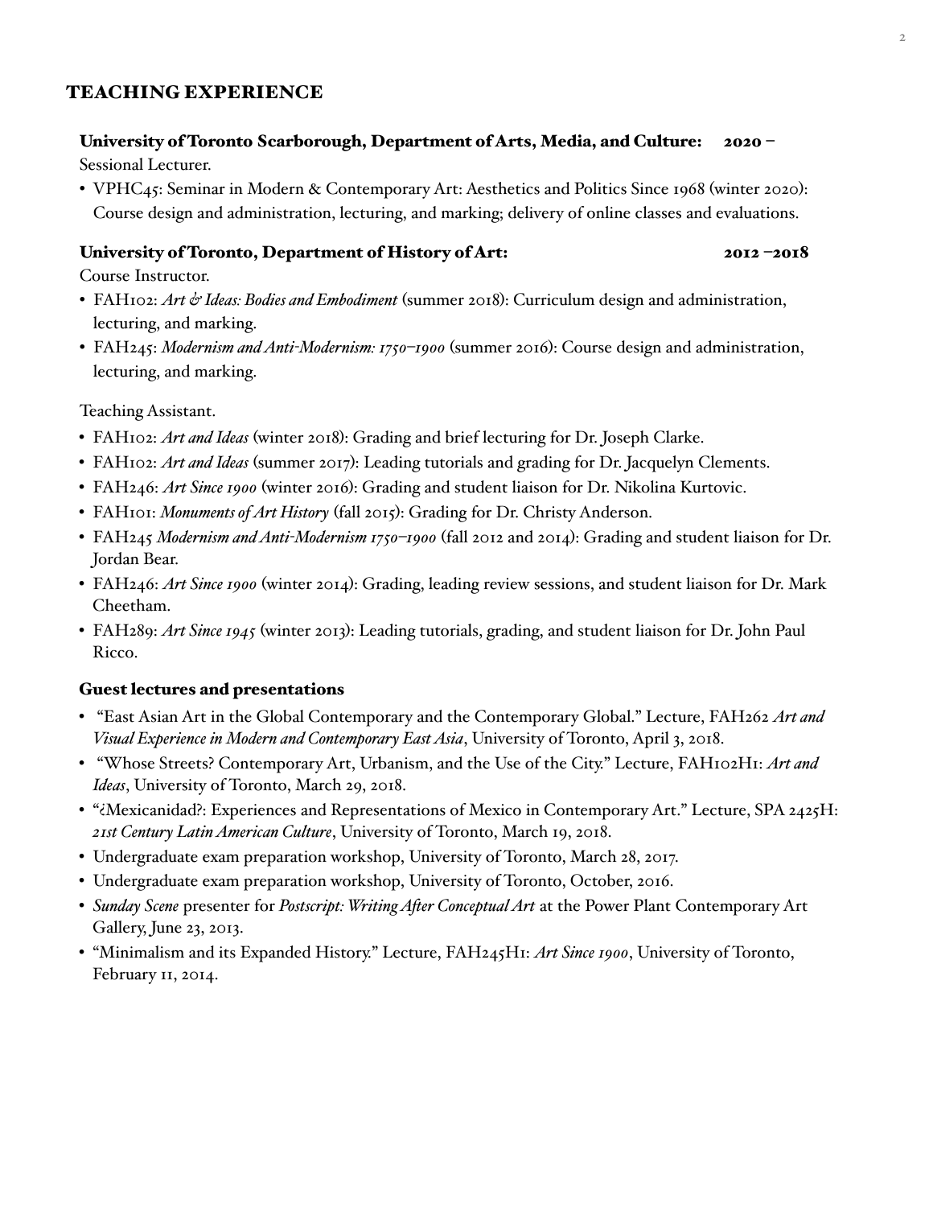## TEACHING EXPERIENCE

### University of Toronto Scarborough, Department of Arts, Media, and Culture: 2020 –

Sessional Lecturer.

- VPHC45: Seminar in Modern & Contemporary Art: Aesthetics and Politics Since 1968 (winter 2020): Course design and administration, lecturing, and marking; delivery of online classes and evaluations.

### University of Toronto, Department of History of Art: 2012 –2018

Course Instructor.

- FAH102: *Art & Ideas: Bodies and Embodiment* (summer 2018): Curriculum design and administration, lecturing, and marking.
- FAH245: *Modernism and Anti-Modernism: 1750–1900* (summer 2016): Course design and administration, lecturing, and marking.

Teaching Assistant.

- FAH102: *Art and Ideas* (winter 2018): Grading and brief lecturing for Dr. Joseph Clarke.
- FAH102: *Art and Ideas* (summer 2017): Leading tutorials and grading for Dr. Jacquelyn Clements.
- FAH246: *Art Since 1900* (winter 2016): Grading and student liaison for Dr. Nikolina Kurtovic.
- FAH101: *Monuments of Art History* (fall 2015): Grading for Dr. Christy Anderson.
- FAH245 *Modernism and Anti-Modernism 1750–1900* (fall 2012 and 2014): Grading and student liaison for Dr. Jordan Bear.
- FAH246: *Art Since 1900* (winter 2014): Grading, leading review sessions, and student liaison for Dr. Mark Cheetham.
- FAH289: *Art Since 1945* (winter 2013): Leading tutorials, grading, and student liaison for Dr. John Paul Ricco.

### Guest lectures and presentations

- "East Asian Art in the Global Contemporary and the Contemporary Global." Lecture, FAH262 *Art and Visual Experience in Modern and Contemporary East Asia*, University of Toronto, April 3, 2018.
- "Whose Streets? Contemporary Art, Urbanism, and the Use of the City." Lecture, FAH102H1: *Art and Ideas*, University of Toronto, March 29, 2018.
- "¿Mexicanidad?: Experiences and Representations of Mexico in Contemporary Art." Lecture, SPA 2425H: *21st Century Latin American Culture*, University of Toronto, March 19, 2018.
- Undergraduate exam preparation workshop, University of Toronto, March 28, 2017.
- Undergraduate exam preparation workshop, University of Toronto, October, 2016.
- *Sunday Scene* presenter for *Postscript: Writing After Conceptual Art* at the Power Plant Contemporary Art Gallery, June 23, 2013.
- "Minimalism and its Expanded History." Lecture, FAH245H1: *Art Since 1900*, University of Toronto, February 11, 2014.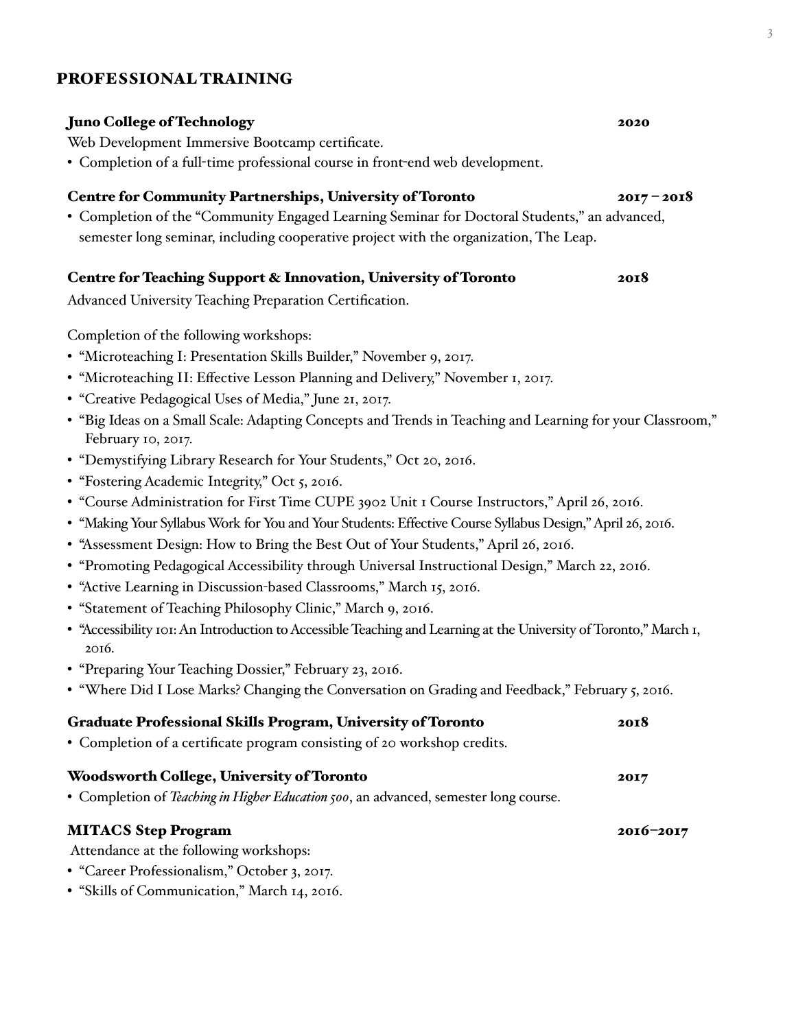## PROFESSIONAL TRAINING

**Juno College of Technology** — **2020**

Web Development Immersive Bootcamp certificate.

- Completion of a full-time professional course in front-end web development.

**Centre for Community Partnerships, University of Toronto** — **2017 – 2018**

- Completion of the "Community Engaged Learning Seminar for Doctoral Students," an advanced, semester long seminar, including cooperative project with the organization, The Leap.

**Centre for Teaching Support & Innovation, University of Toronto** — **2018**

Advanced University Teaching Preparation Certification.

Completion of the following workshops:

- "Microteaching I: Presentation Skills Builder," November 9, 2017.
- "Microteaching II: Effective Lesson Planning and Delivery," November 1, 2017.
- "Creative Pedagogical Uses of Media," June 21, 2017.
- "Big Ideas on a Small Scale: Adapting Concepts and Trends in Teaching and Learning for your Classroom," February 10, 2017.
- "Demystifying Library Research for Your Students," Oct 20, 2016.
- "Fostering Academic Integrity," Oct 5, 2016.
- "Course Administration for First Time CUPE 3902 Unit 1 Course Instructors," April 26, 2016.
- "Making Your Syllabus Work for You and Your Students: Effective Course Syllabus Design," April 26, 2016.
- "Assessment Design: How to Bring the Best Out of Your Students," April 26, 2016.
- "Promoting Pedagogical Accessibility through Universal Instructional Design," March 22, 2016.
- "Active Learning in Discussion-based Classrooms," March 15, 2016.
- "Statement of Teaching Philosophy Clinic," March 9, 2016.
- "Accessibility 101: An Introduction to Accessible Teaching and Learning at the University of Toronto," March 1, 2016.
- "Preparing Your Teaching Dossier," February 23, 2016.
- "Where Did I Lose Marks? Changing the Conversation on Grading and Feedback," February 5, 2016.

**Graduate Professional Skills Program, University of Toronto** — **2018**

- Completion of a certificate program consisting of 20 workshop credits.

**Woodsworth College, University of Toronto** — **2017**

- Completion of *Teaching in Higher Education 500*, an advanced, semester long course.

**MITACS Step Program** — **2016–2017**

Attendance at the following workshops:

- "Career Professionalism," October 3, 2017.
- "Skills of Communication," March 14, 2016.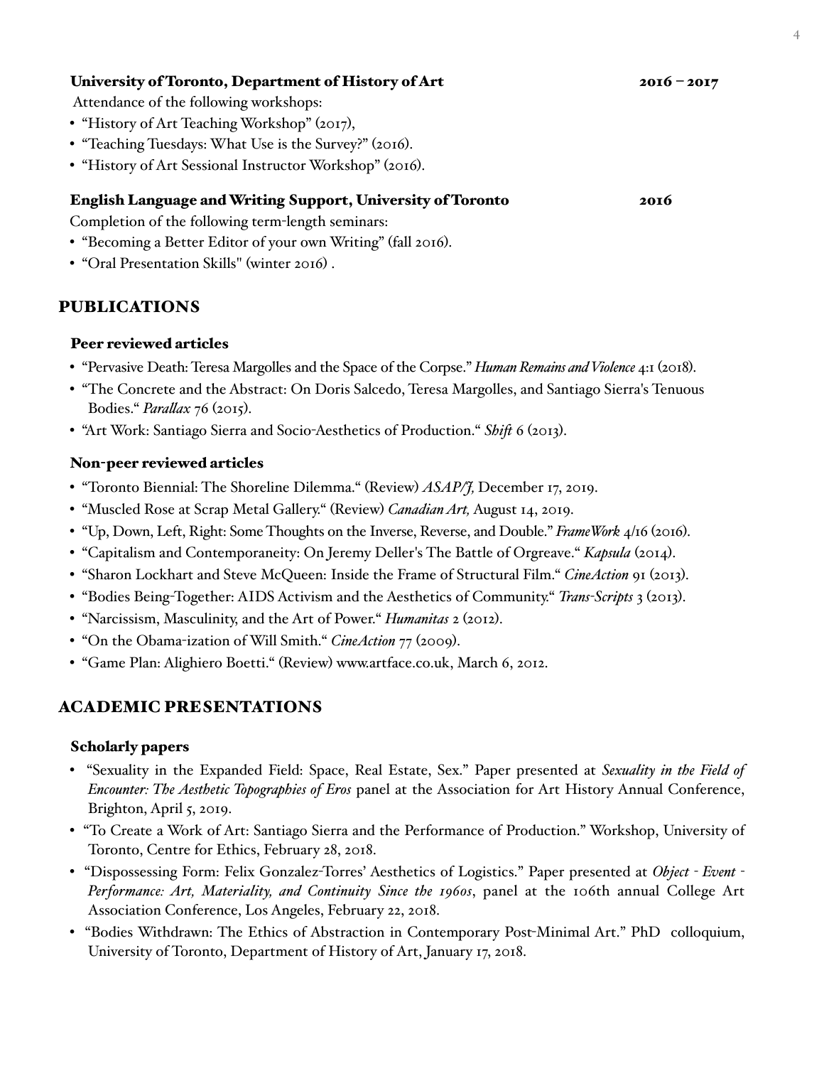**University of Toronto, Department of History of Art** 2016 – 2017

Attendance of the following workshops:

- "History of Art Teaching Workshop" (2017),
- "Teaching Tuesdays: What Use is the Survey?" (2016).
- "History of Art Sessional Instructor Workshop" (2016).

**English Language and Writing Support, University of Toronto** 2016

Completion of the following term-length seminars:

- "Becoming a Better Editor of your own Writing" (fall 2016).
- "Oral Presentation Skills" (winter 2016) .

## PUBLICATIONS

### Peer reviewed articles

- "Pervasive Death: Teresa Margolles and the Space of the Corpse." *Human Remains and Violence* 4:1 (2018).
- "The Concrete and the Abstract: On Doris Salcedo, Teresa Margolles, and Santiago Sierra's Tenuous Bodies." *Parallax* 76 (2015).
- "Art Work: Santiago Sierra and Socio-Aesthetics of Production." *Shift* 6 (2013).

### Non-peer reviewed articles

- "Toronto Biennial: The Shoreline Dilemma." (Review) *ASAP/J,* December 17, 2019.
- "Muscled Rose at Scrap Metal Gallery." (Review) *Canadian Art,* August 14, 2019.
- "Up, Down, Left, Right: Some Thoughts on the Inverse, Reverse, and Double." *FrameWork* 4/16 (2016).
- "Capitalism and Contemporaneity: On Jeremy Deller's The Battle of Orgreave." *Kapsula* (2014).
- "Sharon Lockhart and Steve McQueen: Inside the Frame of Structural Film." *CineAction* 91 (2013).
- "Bodies Being-Together: AIDS Activism and the Aesthetics of Community." *Trans-Scripts* 3 (2013).
- "Narcissism, Masculinity, and the Art of Power." *Humanitas* 2 (2012).
- "On the Obama-ization of Will Smith." *CineAction* 77 (2009).
- "Game Plan: Alighiero Boetti." (Review) www.artface.co.uk, March 6, 2012.

## ACADEMIC PRESENTATIONS

### Scholarly papers

- "Sexuality in the Expanded Field: Space, Real Estate, Sex." Paper presented at *Sexuality in the Field of Encounter: The Aesthetic Topographies of Eros* panel at the Association for Art History Annual Conference, Brighton, April 5, 2019.
- "To Create a Work of Art: Santiago Sierra and the Performance of Production." Workshop, University of Toronto, Centre for Ethics, February 28, 2018.
- "Dispossessing Form: Felix Gonzalez-Torres' Aesthetics of Logistics." Paper presented at *Object - Event - Performance: Art, Materiality, and Continuity Since the 1960s*, panel at the 106th annual College Art Association Conference, Los Angeles, February 22, 2018.
- "Bodies Withdrawn: The Ethics of Abstraction in Contemporary Post-Minimal Art." PhD colloquium, University of Toronto, Department of History of Art, January 17, 2018.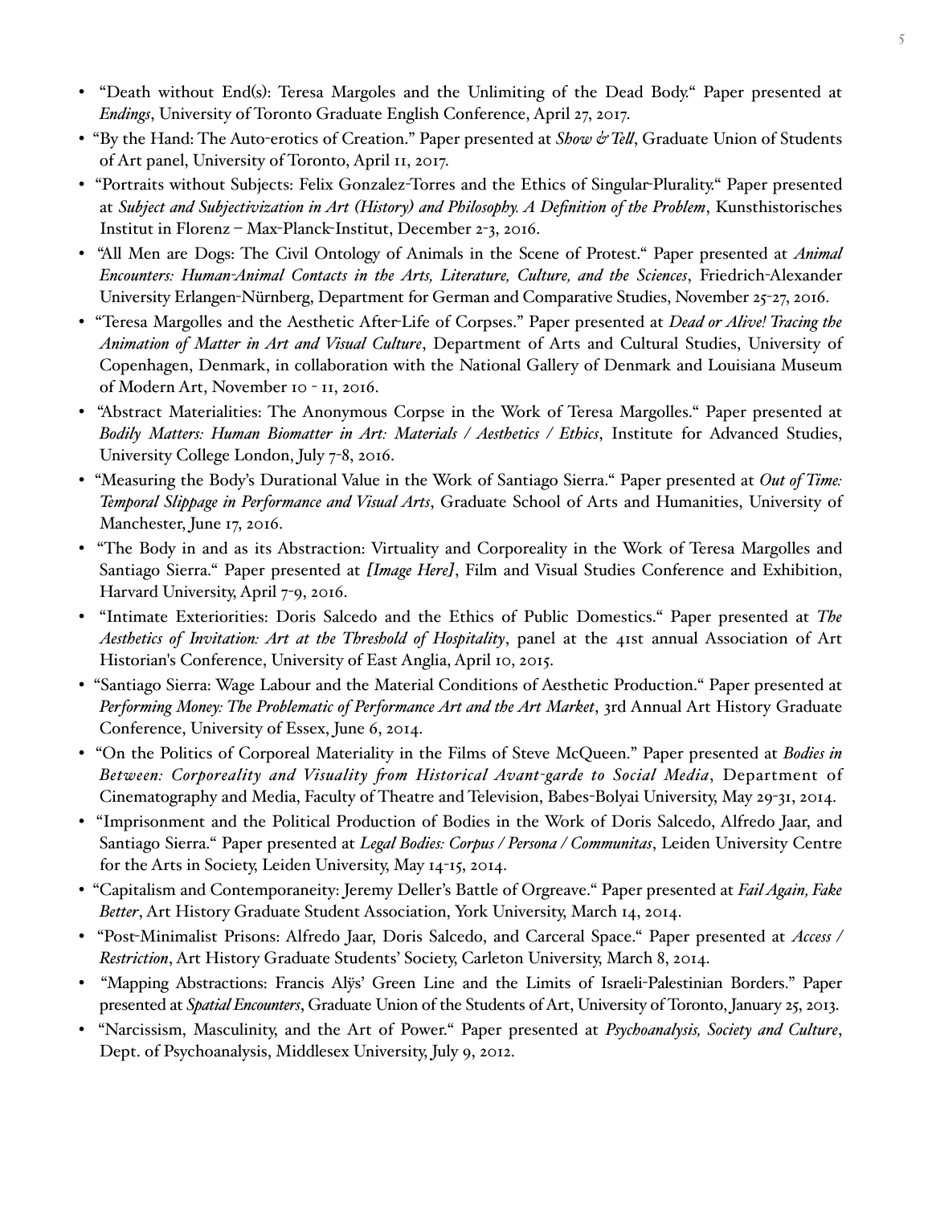- "Death without End(s): Teresa Margoles and the Unlimiting of the Dead Body." Paper presented at *Endings*, University of Toronto Graduate English Conference, April 27, 2017.
- "By the Hand: The Auto-erotics of Creation." Paper presented at *Show & Tell*, Graduate Union of Students of Art panel, University of Toronto, April 11, 2017.
- "Portraits without Subjects: Felix Gonzalez-Torres and the Ethics of Singular-Plurality." Paper presented at *Subject and Subjectivization in Art (History) and Philosophy. A Definition of the Problem*, Kunsthistorisches Institut in Florenz – Max-Planck-Institut, December 2-3, 2016.
- "All Men are Dogs: The Civil Ontology of Animals in the Scene of Protest." Paper presented at *Animal Encounters: Human-Animal Contacts in the Arts, Literature, Culture, and the Sciences*, Friedrich-Alexander University Erlangen-Nürnberg, Department for German and Comparative Studies, November 25-27, 2016.
- "Teresa Margolles and the Aesthetic After-Life of Corpses." Paper presented at *Dead or Alive! Tracing the Animation of Matter in Art and Visual Culture*, Department of Arts and Cultural Studies, University of Copenhagen, Denmark, in collaboration with the National Gallery of Denmark and Louisiana Museum of Modern Art, November 10 - 11, 2016.
- "Abstract Materialities: The Anonymous Corpse in the Work of Teresa Margolles." Paper presented at *Bodily Matters: Human Biomatter in Art: Materials / Aesthetics / Ethics*, Institute for Advanced Studies, University College London, July 7-8, 2016.
- "Measuring the Body's Durational Value in the Work of Santiago Sierra." Paper presented at *Out of Time: Temporal Slippage in Performance and Visual Arts*, Graduate School of Arts and Humanities, University of Manchester, June 17, 2016.
- "The Body in and as its Abstraction: Virtuality and Corporeality in the Work of Teresa Margolles and Santiago Sierra." Paper presented at *[Image Here]*, Film and Visual Studies Conference and Exhibition, Harvard University, April 7-9, 2016.
- "Intimate Exteriorities: Doris Salcedo and the Ethics of Public Domestics." Paper presented at *The Aesthetics of Invitation: Art at the Threshold of Hospitality*, panel at the 41st annual Association of Art Historian's Conference, University of East Anglia, April 10, 2015.
- "Santiago Sierra: Wage Labour and the Material Conditions of Aesthetic Production." Paper presented at *Performing Money: The Problematic of Performance Art and the Art Market*, 3rd Annual Art History Graduate Conference, University of Essex, June 6, 2014.
- "On the Politics of Corporeal Materiality in the Films of Steve McQueen." Paper presented at *Bodies in Between: Corporeality and Visuality from Historical Avant-garde to Social Media*, Department of Cinematography and Media, Faculty of Theatre and Television, Babes-Bolyai University, May 29-31, 2014.
- "Imprisonment and the Political Production of Bodies in the Work of Doris Salcedo, Alfredo Jaar, and Santiago Sierra." Paper presented at *Legal Bodies: Corpus / Persona / Communitas*, Leiden University Centre for the Arts in Society, Leiden University, May 14-15, 2014.
- "Capitalism and Contemporaneity: Jeremy Deller's Battle of Orgreave." Paper presented at *Fail Again, Fake Better*, Art History Graduate Student Association, York University, March 14, 2014.
- "Post-Minimalist Prisons: Alfredo Jaar, Doris Salcedo, and Carceral Space." Paper presented at *Access / Restriction*, Art History Graduate Students' Society, Carleton University, March 8, 2014.
- "Mapping Abstractions: Francis Alÿs' Green Line and the Limits of Israeli-Palestinian Borders." Paper presented at *Spatial Encounters*, Graduate Union of the Students of Art, University of Toronto, January 25, 2013.
- "Narcissism, Masculinity, and the Art of Power." Paper presented at *Psychoanalysis, Society and Culture*, Dept. of Psychoanalysis, Middlesex University, July 9, 2012.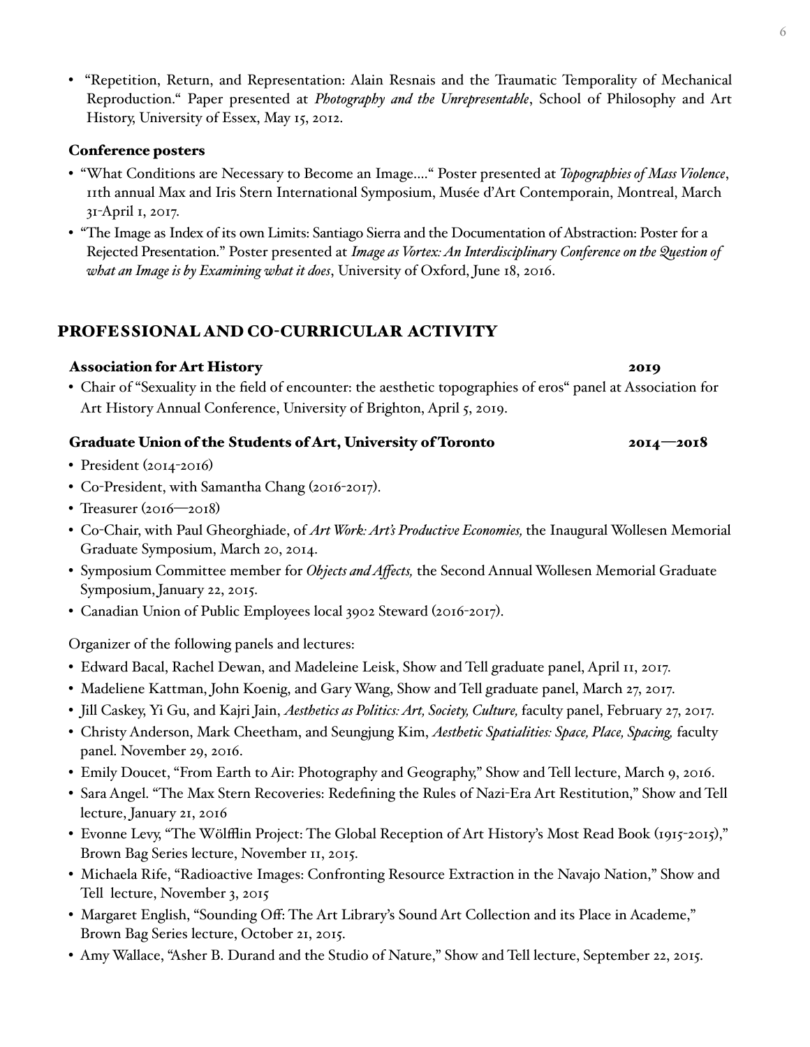- "Repetition, Return, and Representation: Alain Resnais and the Traumatic Temporality of Mechanical Reproduction." Paper presented at *Photography and the Unrepresentable*, School of Philosophy and Art History, University of Essex, May 15, 2012.

### Conference posters

- "What Conditions are Necessary to Become an Image…." Poster presented at *Topographies of Mass Violence*, 11th annual Max and Iris Stern International Symposium, Musée d'Art Contemporain, Montreal, March 31-April 1, 2017.
- "The Image as Index of its own Limits: Santiago Sierra and the Documentation of Abstraction: Poster for a Rejected Presentation." Poster presented at *Image as Vortex: An Interdisciplinary Conference on the Question of what an Image is by Examining what it does*, University of Oxford, June 18, 2016.

## PROFESSIONAL AND CO-CURRICULAR ACTIVITY

### Association for Art History 2019

- Chair of "Sexuality in the field of encounter: the aesthetic topographies of eros" panel at Association for Art History Annual Conference, University of Brighton, April 5, 2019.

### Graduate Union of the Students of Art, University of Toronto 2014—2018

- President (2014-2016)
- Co-President, with Samantha Chang (2016-2017).
- Treasurer (2016—2018)
- Co-Chair, with Paul Gheorghiade, of *Art Work: Art's Productive Economies,* the Inaugural Wollesen Memorial Graduate Symposium, March 20, 2014.
- Symposium Committee member for *Objects and Affects,* the Second Annual Wollesen Memorial Graduate Symposium, January 22, 2015.
- Canadian Union of Public Employees local 3902 Steward (2016-2017).

Organizer of the following panels and lectures:

- Edward Bacal, Rachel Dewan, and Madeleine Leisk, Show and Tell graduate panel, April 11, 2017.
- Madeliene Kattman, John Koenig, and Gary Wang, Show and Tell graduate panel, March 27, 2017.
- Jill Caskey, Yi Gu, and Kajri Jain, *Aesthetics as Politics: Art, Society, Culture,* faculty panel, February 27, 2017.
- Christy Anderson, Mark Cheetham, and Seungjung Kim, *Aesthetic Spatialities: Space, Place, Spacing,* faculty panel. November 29, 2016.
- Emily Doucet, "From Earth to Air: Photography and Geography," Show and Tell lecture, March 9, 2016.
- Sara Angel. "The Max Stern Recoveries: Redefining the Rules of Nazi-Era Art Restitution," Show and Tell lecture, January 21, 2016
- Evonne Levy, "The Wölfflin Project: The Global Reception of Art History's Most Read Book (1915-2015)," Brown Bag Series lecture, November 11, 2015.
- Michaela Rife, "Radioactive Images: Confronting Resource Extraction in the Navajo Nation," Show and Tell lecture, November 3, 2015
- Margaret English, "Sounding Off: The Art Library's Sound Art Collection and its Place in Academe," Brown Bag Series lecture, October 21, 2015.
- Amy Wallace, "Asher B. Durand and the Studio of Nature," Show and Tell lecture, September 22, 2015.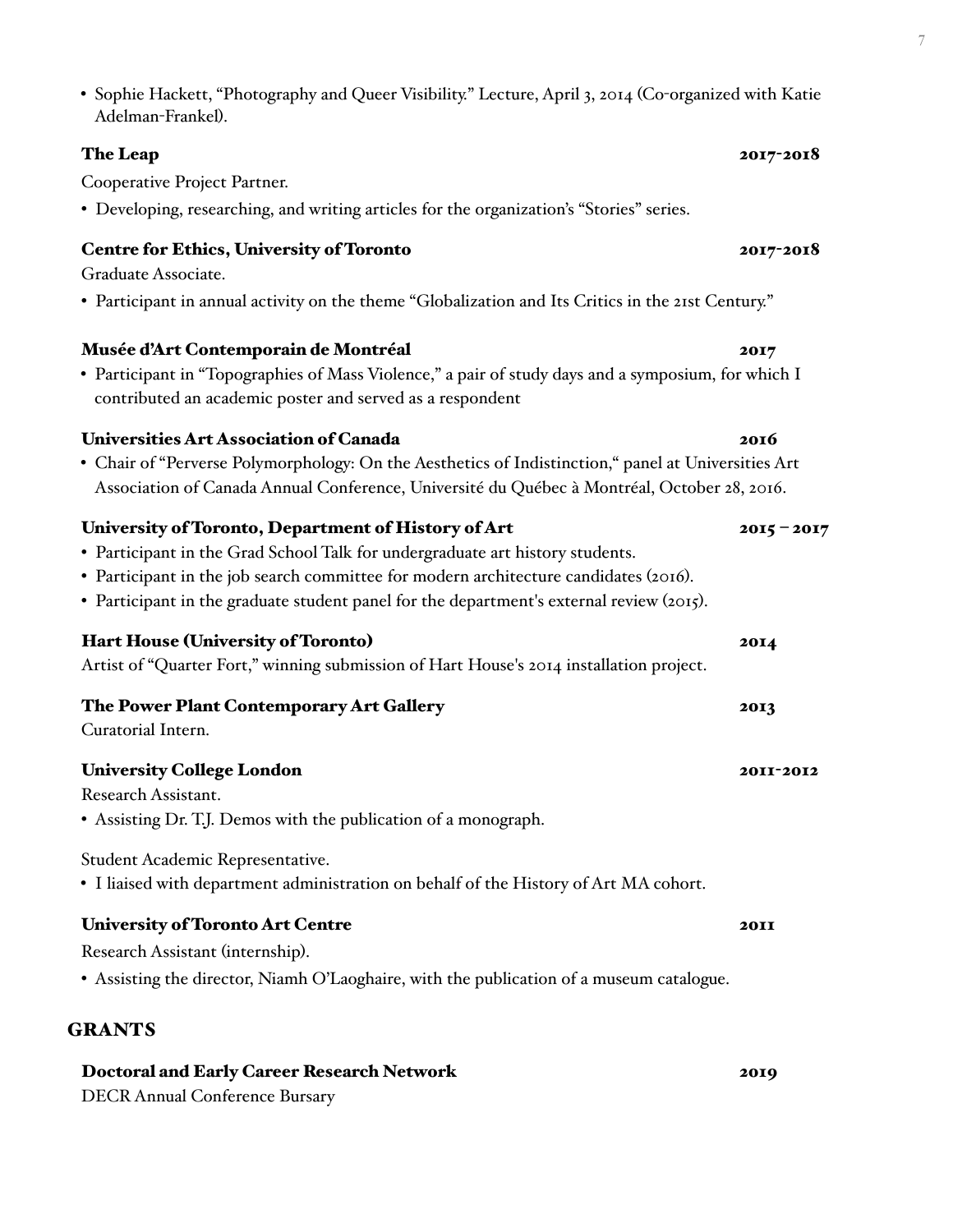- Sophie Hackett, "Photography and Queer Visibility." Lecture, April 3, 2014 (Co-organized with Katie Adelman-Frankel).

**The Leap** **2017-2018**

Cooperative Project Partner.

- Developing, researching, and writing articles for the organization's "Stories" series.

**Centre for Ethics, University of Toronto** **2017-2018**

Graduate Associate.

- Participant in annual activity on the theme "Globalization and Its Critics in the 21st Century."

**Musée d'Art Contemporain de Montréal** **2017**

- Participant in "Topographies of Mass Violence," a pair of study days and a symposium, for which I contributed an academic poster and served as a respondent

**Universities Art Association of Canada** **2016**

- Chair of "Perverse Polymorphology: On the Aesthetics of Indistinction," panel at Universities Art Association of Canada Annual Conference, Université du Québec à Montréal, October 28, 2016.

**University of Toronto, Department of History of Art** **2015 – 2017**

- Participant in the Grad School Talk for undergraduate art history students.
- Participant in the job search committee for modern architecture candidates (2016).
- Participant in the graduate student panel for the department's external review (2015).

**Hart House (University of Toronto)** **2014**

Artist of "Quarter Fort," winning submission of Hart House's 2014 installation project.

**The Power Plant Contemporary Art Gallery** **2013**

Curatorial Intern.

**University College London** **2011-2012**

Research Assistant.

- Assisting Dr. T.J. Demos with the publication of a monograph.

Student Academic Representative.

- I liaised with department administration on behalf of the History of Art MA cohort.

**University of Toronto Art Centre** **2011**

Research Assistant (internship).

- Assisting the director, Niamh O'Laoghaire, with the publication of a museum catalogue.

## GRANTS

**Doctoral and Early Career Research Network** **2019**

DECR Annual Conference Bursary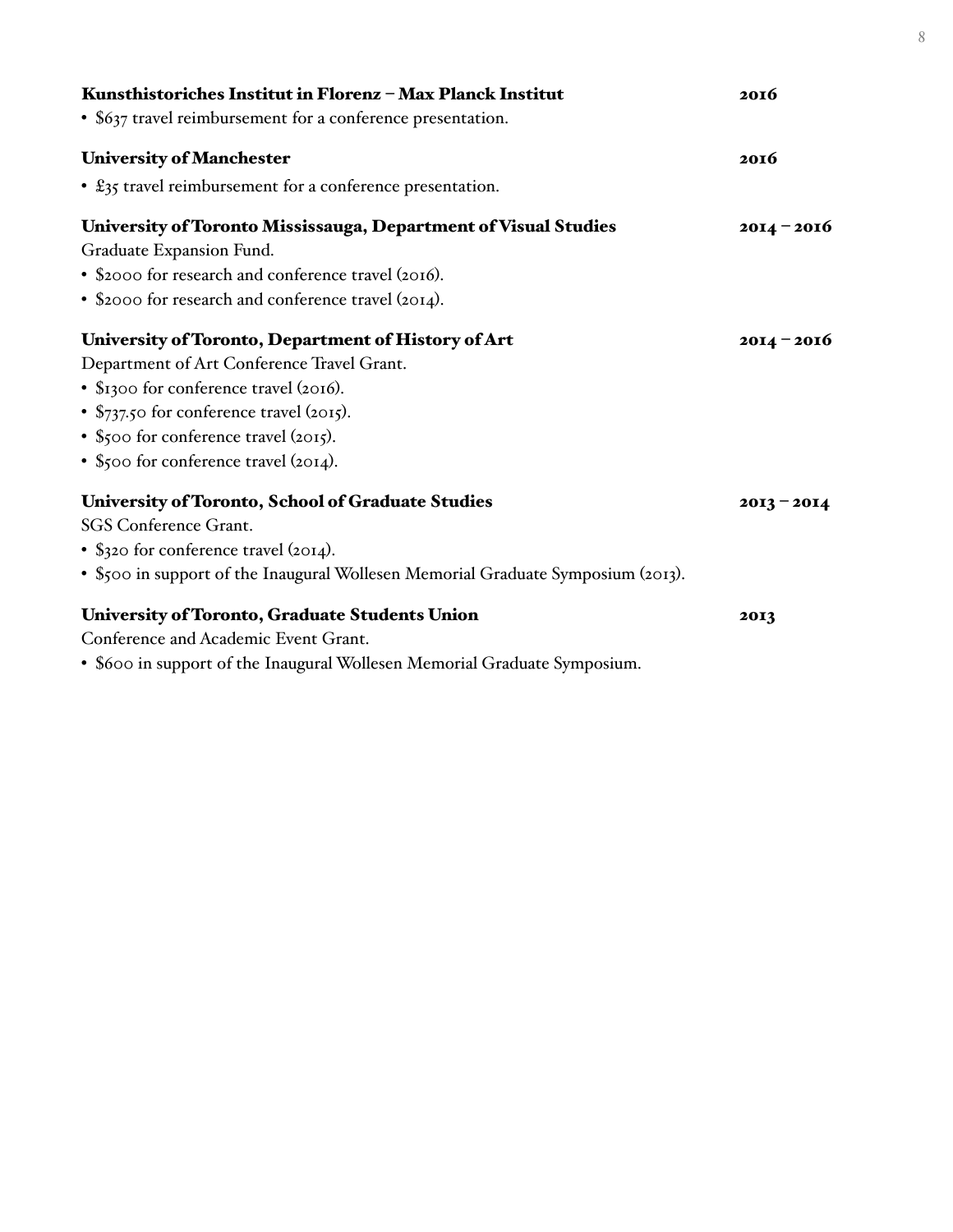**Kunsthistoriches Institut in Florenz – Max Planck Institut** 2016

- $637 travel reimbursement for a conference presentation.

**University of Manchester** 2016

- £35 travel reimbursement for a conference presentation.

**University of Toronto Mississauga, Department of Visual Studies** 2014 – 2016

Graduate Expansion Fund.

- $2000 for research and conference travel (2016).
- $2000 for research and conference travel (2014).

**University of Toronto, Department of History of Art** 2014 – 2016

Department of Art Conference Travel Grant.

- $1300 for conference travel (2016).
- $737.50 for conference travel (2015).
- $500 for conference travel (2015).
- $500 for conference travel (2014).

**University of Toronto, School of Graduate Studies** 2013 – 2014

SGS Conference Grant.

- $320 for conference travel (2014).
- $500 in support of the Inaugural Wollesen Memorial Graduate Symposium (2013).

**University of Toronto, Graduate Students Union** 2013

Conference and Academic Event Grant.

- $600 in support of the Inaugural Wollesen Memorial Graduate Symposium.